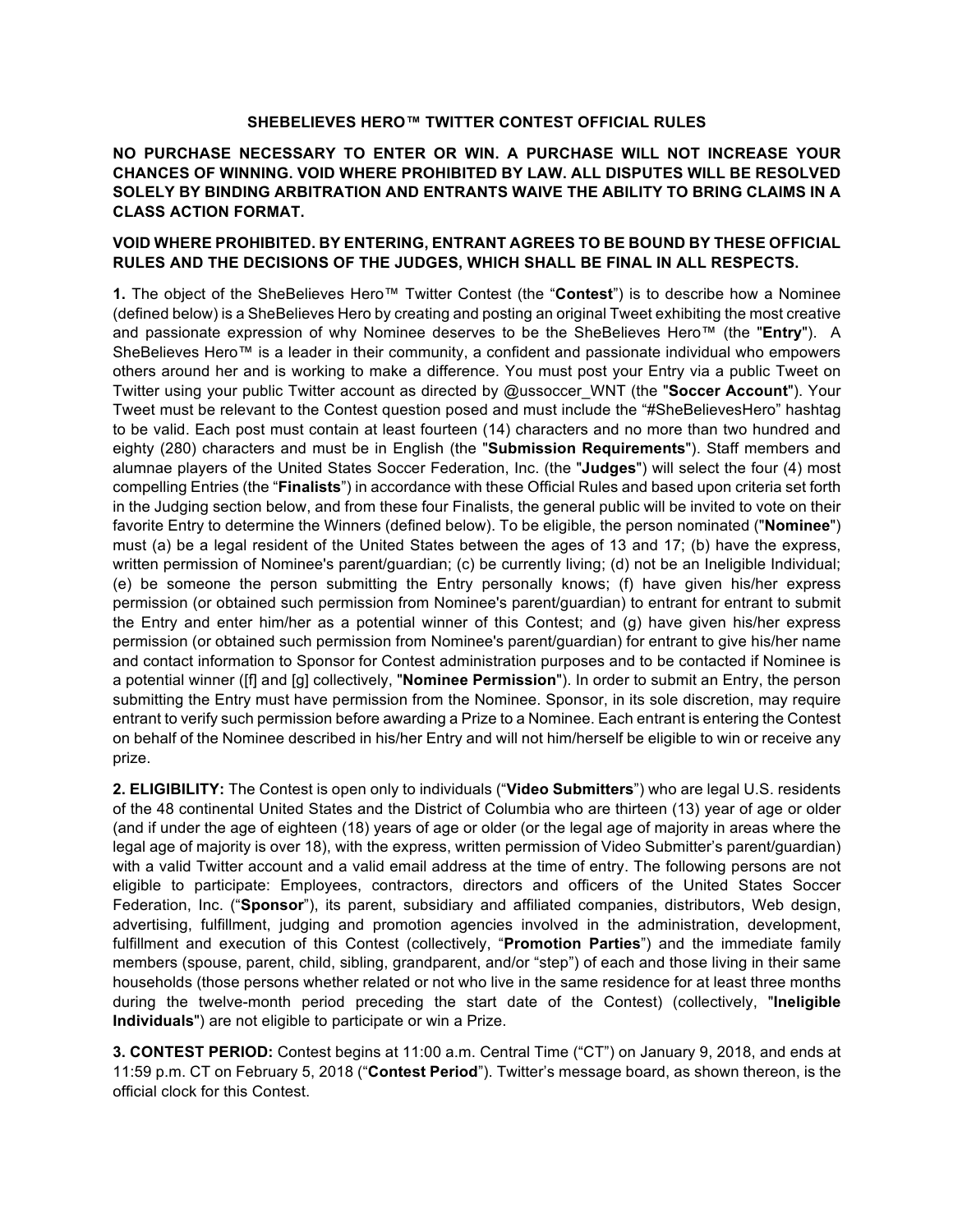# SHEBELIEVES HERO™ TWITTER CONTEST OFFICIAL RULES

**NO PURCHASE NECESSARY TO ENTER OR WIN. A PURCHASE WILL NOT INCREASE YOUR CHANCES OF WINNING. VOID WHERE PROHIBITED BY LAW. ALL DISPUTES WILL BE RESOLVED SOLELY BY BINDING ARBITRATION AND ENTRANTS WAIVE THE ABILITY TO BRING CLAIMS IN A CLASS ACTION FORMAT.**

**VOID WHERE PROHIBITED. BY ENTERING, ENTRANT AGREES TO BE BOUND BY THESE OFFICIAL RULES AND THE DECISIONS OF THE JUDGES, WHICH SHALL BE FINAL IN ALL RESPECTS.**

**1.** The object of the SheBelieves Hero™ Twitter Contest (the "**Contest**") is to describe how a Nominee (defined below) is a SheBelieves Hero by creating and posting an original Tweet exhibiting the most creative and passionate expression of why Nominee deserves to be the SheBelieves Hero™ (the "**Entry**"). A SheBelieves Hero™ is a leader in their community, a confident and passionate individual who empowers others around her and is working to make a difference. You must post your Entry via a public Tweet on Twitter using your public Twitter account as directed by @ussoccer_WNT (the "**Soccer Account**"). Your Tweet must be relevant to the Contest question posed and must include the "#SheBelievesHero" hashtag to be valid. Each post must contain at least fourteen (14) characters and no more than two hundred and eighty (280) characters and must be in English (the "**Submission Requirements**"). Staff members and alumnae players of the United States Soccer Federation, Inc. (the "**Judges**") will select the four (4) most compelling Entries (the "**Finalists**") in accordance with these Official Rules and based upon criteria set forth in the Judging section below, and from these four Finalists, the general public will be invited to vote on their favorite Entry to determine the Winners (defined below). To be eligible, the person nominated ("**Nominee**") must (a) be a legal resident of the United States between the ages of 13 and 17; (b) have the express, written permission of Nominee's parent/guardian; (c) be currently living; (d) not be an Ineligible Individual; (e) be someone the person submitting the Entry personally knows; (f) have given his/her express permission (or obtained such permission from Nominee's parent/guardian) to entrant for entrant to submit the Entry and enter him/her as a potential winner of this Contest; and (g) have given his/her express permission (or obtained such permission from Nominee's parent/guardian) for entrant to give his/her name and contact information to Sponsor for Contest administration purposes and to be contacted if Nominee is a potential winner ([f] and [g] collectively, "**Nominee Permission**"). In order to submit an Entry, the person submitting the Entry must have permission from the Nominee. Sponsor, in its sole discretion, may require entrant to verify such permission before awarding a Prize to a Nominee. Each entrant is entering the Contest on behalf of the Nominee described in his/her Entry and will not him/herself be eligible to win or receive any prize.

**2. ELIGIBILITY:** The Contest is open only to individuals ("**Video Submitters**") who are legal U.S. residents of the 48 continental United States and the District of Columbia who are thirteen (13) year of age or older (and if under the age of eighteen (18) years of age or older (or the legal age of majority in areas where the legal age of majority is over 18), with the express, written permission of Video Submitter's parent/guardian) with a valid Twitter account and a valid email address at the time of entry. The following persons are not eligible to participate: Employees, contractors, directors and officers of the United States Soccer Federation, Inc. ("**Sponsor**"), its parent, subsidiary and affiliated companies, distributors, Web design, advertising, fulfillment, judging and promotion agencies involved in the administration, development, fulfillment and execution of this Contest (collectively, "**Promotion Parties**") and the immediate family members (spouse, parent, child, sibling, grandparent, and/or "step") of each and those living in their same households (those persons whether related or not who live in the same residence for at least three months during the twelve-month period preceding the start date of the Contest) (collectively, "**Ineligible Individuals**") are not eligible to participate or win a Prize.

**3. CONTEST PERIOD:** Contest begins at 11:00 a.m. Central Time ("CT") on January 9, 2018, and ends at 11:59 p.m. CT on February 5, 2018 ("**Contest Period**"). Twitter's message board, as shown thereon, is the official clock for this Contest.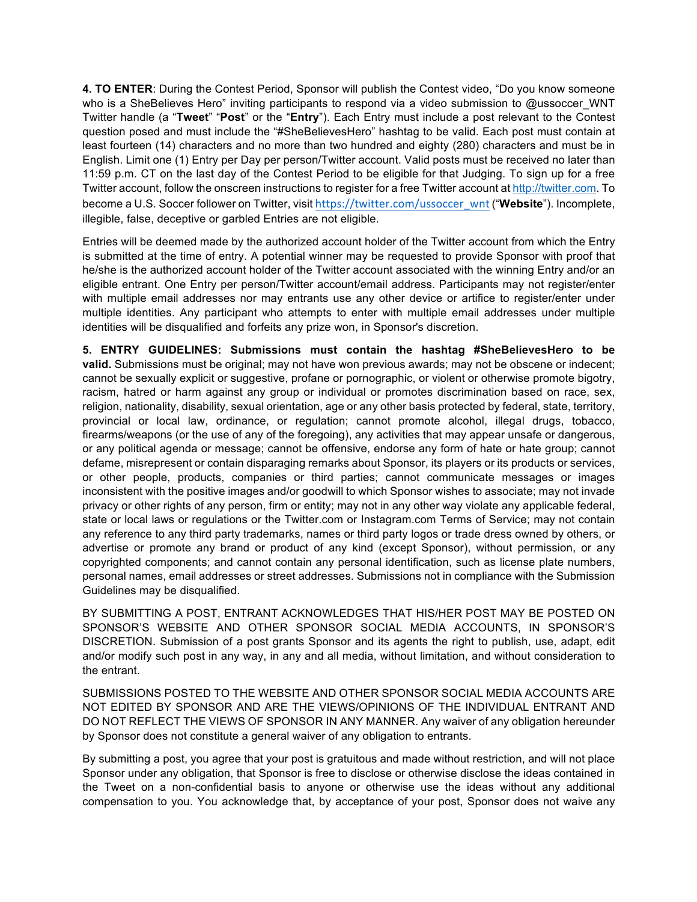**4. TO ENTER**: During the Contest Period, Sponsor will publish the Contest video, "Do you know someone who is a SheBelieves Hero" inviting participants to respond via a video submission to @ussoccer_WNT Twitter handle (a "**Tweet**" "**Post**" or the "**Entry**"). Each Entry must include a post relevant to the Contest question posed and must include the "#SheBelievesHero" hashtag to be valid. Each post must contain at least fourteen (14) characters and no more than two hundred and eighty (280) characters and must be in English. Limit one (1) Entry per Day per person/Twitter account. Valid posts must be received no later than 11:59 p.m. CT on the last day of the Contest Period to be eligible for that Judging. To sign up for a free Twitter account, follow the onscreen instructions to register for a free Twitter account at http://twitter.com. To become a U.S. Soccer follower on Twitter, visit https://twitter.com/ussoccer_wnt ("**Website**"). Incomplete, illegible, false, deceptive or garbled Entries are not eligible.

Entries will be deemed made by the authorized account holder of the Twitter account from which the Entry is submitted at the time of entry. A potential winner may be requested to provide Sponsor with proof that he/she is the authorized account holder of the Twitter account associated with the winning Entry and/or an eligible entrant. One Entry per person/Twitter account/email address. Participants may not register/enter with multiple email addresses nor may entrants use any other device or artifice to register/enter under multiple identities. Any participant who attempts to enter with multiple email addresses under multiple identities will be disqualified and forfeits any prize won, in Sponsor's discretion.

**5. ENTRY GUIDELINES: Submissions must contain the hashtag #SheBelievesHero to be valid.** Submissions must be original; may not have won previous awards; may not be obscene or indecent; cannot be sexually explicit or suggestive, profane or pornographic, or violent or otherwise promote bigotry, racism, hatred or harm against any group or individual or promotes discrimination based on race, sex, religion, nationality, disability, sexual orientation, age or any other basis protected by federal, state, territory, provincial or local law, ordinance, or regulation; cannot promote alcohol, illegal drugs, tobacco, firearms/weapons (or the use of any of the foregoing), any activities that may appear unsafe or dangerous, or any political agenda or message; cannot be offensive, endorse any form of hate or hate group; cannot defame, misrepresent or contain disparaging remarks about Sponsor, its players or its products or services, or other people, products, companies or third parties; cannot communicate messages or images inconsistent with the positive images and/or goodwill to which Sponsor wishes to associate; may not invade privacy or other rights of any person, firm or entity; may not in any other way violate any applicable federal, state or local laws or regulations or the Twitter.com or Instagram.com Terms of Service; may not contain any reference to any third party trademarks, names or third party logos or trade dress owned by others, or advertise or promote any brand or product of any kind (except Sponsor), without permission, or any copyrighted components; and cannot contain any personal identification, such as license plate numbers, personal names, email addresses or street addresses. Submissions not in compliance with the Submission Guidelines may be disqualified.

BY SUBMITTING A POST, ENTRANT ACKNOWLEDGES THAT HIS/HER POST MAY BE POSTED ON SPONSOR'S WEBSITE AND OTHER SPONSOR SOCIAL MEDIA ACCOUNTS, IN SPONSOR'S DISCRETION. Submission of a post grants Sponsor and its agents the right to publish, use, adapt, edit and/or modify such post in any way, in any and all media, without limitation, and without consideration to the entrant.

SUBMISSIONS POSTED TO THE WEBSITE AND OTHER SPONSOR SOCIAL MEDIA ACCOUNTS ARE NOT EDITED BY SPONSOR AND ARE THE VIEWS/OPINIONS OF THE INDIVIDUAL ENTRANT AND DO NOT REFLECT THE VIEWS OF SPONSOR IN ANY MANNER. Any waiver of any obligation hereunder by Sponsor does not constitute a general waiver of any obligation to entrants.

By submitting a post, you agree that your post is gratuitous and made without restriction, and will not place Sponsor under any obligation, that Sponsor is free to disclose or otherwise disclose the ideas contained in the Tweet on a non-confidential basis to anyone or otherwise use the ideas without any additional compensation to you. You acknowledge that, by acceptance of your post, Sponsor does not waive any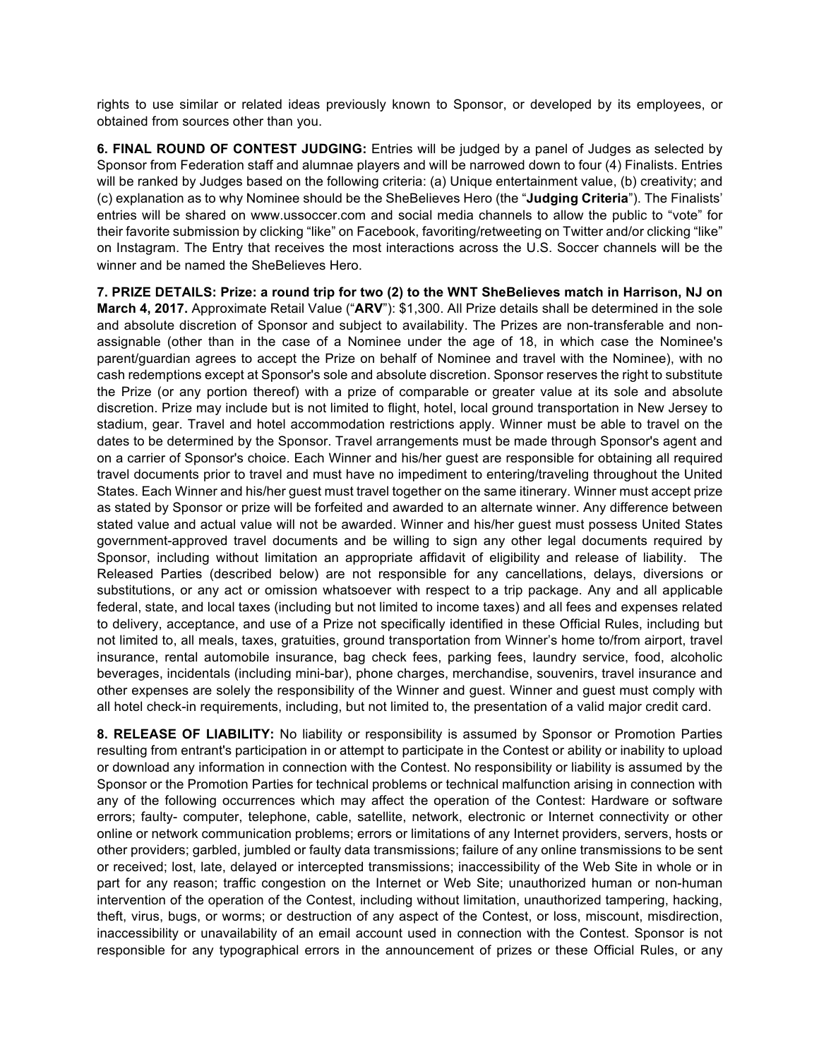rights to use similar or related ideas previously known to Sponsor, or developed by its employees, or obtained from sources other than you.

**6. FINAL ROUND OF CONTEST JUDGING:** Entries will be judged by a panel of Judges as selected by Sponsor from Federation staff and alumnae players and will be narrowed down to four (4) Finalists. Entries will be ranked by Judges based on the following criteria: (a) Unique entertainment value, (b) creativity; and (c) explanation as to why Nominee should be the SheBelieves Hero (the "**Judging Criteria**"). The Finalists' entries will be shared on www.ussoccer.com and social media channels to allow the public to "vote" for their favorite submission by clicking "like" on Facebook, favoriting/retweeting on Twitter and/or clicking "like" on Instagram. The Entry that receives the most interactions across the U.S. Soccer channels will be the winner and be named the SheBelieves Hero.

**7. PRIZE DETAILS: Prize: a round trip for two (2) to the WNT SheBelieves match in Harrison, NJ on March 4, 2017.** Approximate Retail Value ("**ARV**"): $1,300. All Prize details shall be determined in the sole and absolute discretion of Sponsor and subject to availability. The Prizes are non-transferable and non-assignable (other than in the case of a Nominee under the age of 18, in which case the Nominee's parent/guardian agrees to accept the Prize on behalf of Nominee and travel with the Nominee), with no cash redemptions except at Sponsor's sole and absolute discretion. Sponsor reserves the right to substitute the Prize (or any portion thereof) with a prize of comparable or greater value at its sole and absolute discretion. Prize may include but is not limited to flight, hotel, local ground transportation in New Jersey to stadium, gear. Travel and hotel accommodation restrictions apply. Winner must be able to travel on the dates to be determined by the Sponsor. Travel arrangements must be made through Sponsor's agent and on a carrier of Sponsor's choice. Each Winner and his/her guest are responsible for obtaining all required travel documents prior to travel and must have no impediment to entering/traveling throughout the United States. Each Winner and his/her guest must travel together on the same itinerary. Winner must accept prize as stated by Sponsor or prize will be forfeited and awarded to an alternate winner. Any difference between stated value and actual value will not be awarded. Winner and his/her guest must possess United States government-approved travel documents and be willing to sign any other legal documents required by Sponsor, including without limitation an appropriate affidavit of eligibility and release of liability. The Released Parties (described below) are not responsible for any cancellations, delays, diversions or substitutions, or any act or omission whatsoever with respect to a trip package. Any and all applicable federal, state, and local taxes (including but not limited to income taxes) and all fees and expenses related to delivery, acceptance, and use of a Prize not specifically identified in these Official Rules, including but not limited to, all meals, taxes, gratuities, ground transportation from Winner's home to/from airport, travel insurance, rental automobile insurance, bag check fees, parking fees, laundry service, food, alcoholic beverages, incidentals (including mini-bar), phone charges, merchandise, souvenirs, travel insurance and other expenses are solely the responsibility of the Winner and guest. Winner and guest must comply with all hotel check-in requirements, including, but not limited to, the presentation of a valid major credit card.

**8. RELEASE OF LIABILITY:** No liability or responsibility is assumed by Sponsor or Promotion Parties resulting from entrant's participation in or attempt to participate in the Contest or ability or inability to upload or download any information in connection with the Contest. No responsibility or liability is assumed by the Sponsor or the Promotion Parties for technical problems or technical malfunction arising in connection with any of the following occurrences which may affect the operation of the Contest: Hardware or software errors; faulty- computer, telephone, cable, satellite, network, electronic or Internet connectivity or other online or network communication problems; errors or limitations of any Internet providers, servers, hosts or other providers; garbled, jumbled or faulty data transmissions; failure of any online transmissions to be sent or received; lost, late, delayed or intercepted transmissions; inaccessibility of the Web Site in whole or in part for any reason; traffic congestion on the Internet or Web Site; unauthorized human or non-human intervention of the operation of the Contest, including without limitation, unauthorized tampering, hacking, theft, virus, bugs, or worms; or destruction of any aspect of the Contest, or loss, miscount, misdirection, inaccessibility or unavailability of an email account used in connection with the Contest. Sponsor is not responsible for any typographical errors in the announcement of prizes or these Official Rules, or any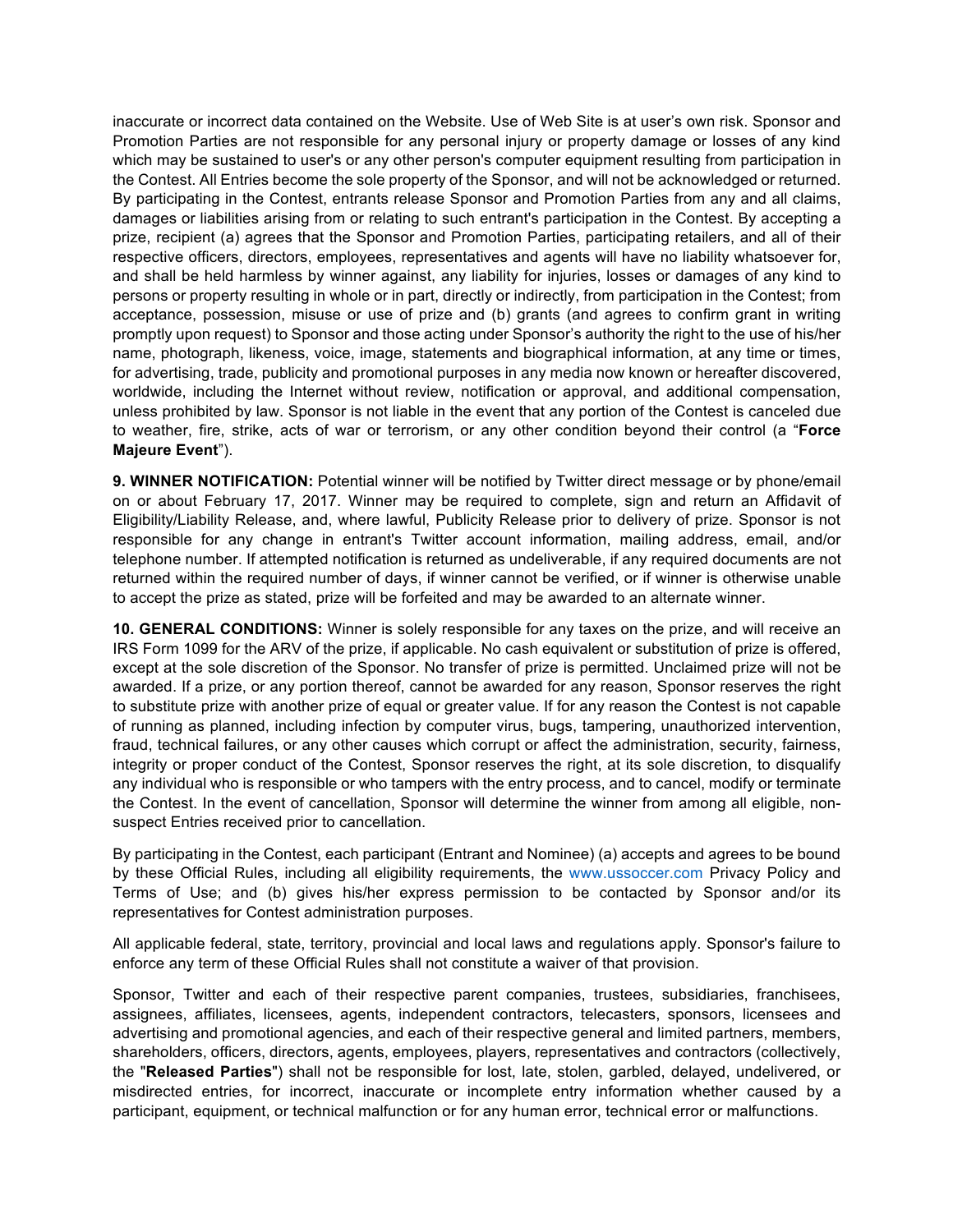inaccurate or incorrect data contained on the Website. Use of Web Site is at user's own risk. Sponsor and Promotion Parties are not responsible for any personal injury or property damage or losses of any kind which may be sustained to user's or any other person's computer equipment resulting from participation in the Contest. All Entries become the sole property of the Sponsor, and will not be acknowledged or returned. By participating in the Contest, entrants release Sponsor and Promotion Parties from any and all claims, damages or liabilities arising from or relating to such entrant's participation in the Contest. By accepting a prize, recipient (a) agrees that the Sponsor and Promotion Parties, participating retailers, and all of their respective officers, directors, employees, representatives and agents will have no liability whatsoever for, and shall be held harmless by winner against, any liability for injuries, losses or damages of any kind to persons or property resulting in whole or in part, directly or indirectly, from participation in the Contest; from acceptance, possession, misuse or use of prize and (b) grants (and agrees to confirm grant in writing promptly upon request) to Sponsor and those acting under Sponsor's authority the right to the use of his/her name, photograph, likeness, voice, image, statements and biographical information, at any time or times, for advertising, trade, publicity and promotional purposes in any media now known or hereafter discovered, worldwide, including the Internet without review, notification or approval, and additional compensation, unless prohibited by law. Sponsor is not liable in the event that any portion of the Contest is canceled due to weather, fire, strike, acts of war or terrorism, or any other condition beyond their control (a "**Force Majeure Event**").

**9. WINNER NOTIFICATION:** Potential winner will be notified by Twitter direct message or by phone/email on or about February 17, 2017. Winner may be required to complete, sign and return an Affidavit of Eligibility/Liability Release, and, where lawful, Publicity Release prior to delivery of prize. Sponsor is not responsible for any change in entrant's Twitter account information, mailing address, email, and/or telephone number. If attempted notification is returned as undeliverable, if any required documents are not returned within the required number of days, if winner cannot be verified, or if winner is otherwise unable to accept the prize as stated, prize will be forfeited and may be awarded to an alternate winner.

**10. GENERAL CONDITIONS:** Winner is solely responsible for any taxes on the prize, and will receive an IRS Form 1099 for the ARV of the prize, if applicable. No cash equivalent or substitution of prize is offered, except at the sole discretion of the Sponsor. No transfer of prize is permitted. Unclaimed prize will not be awarded. If a prize, or any portion thereof, cannot be awarded for any reason, Sponsor reserves the right to substitute prize with another prize of equal or greater value. If for any reason the Contest is not capable of running as planned, including infection by computer virus, bugs, tampering, unauthorized intervention, fraud, technical failures, or any other causes which corrupt or affect the administration, security, fairness, integrity or proper conduct of the Contest, Sponsor reserves the right, at its sole discretion, to disqualify any individual who is responsible or who tampers with the entry process, and to cancel, modify or terminate the Contest. In the event of cancellation, Sponsor will determine the winner from among all eligible, non-suspect Entries received prior to cancellation.

By participating in the Contest, each participant (Entrant and Nominee) (a) accepts and agrees to be bound by these Official Rules, including all eligibility requirements, the www.ussoccer.com Privacy Policy and Terms of Use; and (b) gives his/her express permission to be contacted by Sponsor and/or its representatives for Contest administration purposes.

All applicable federal, state, territory, provincial and local laws and regulations apply. Sponsor's failure to enforce any term of these Official Rules shall not constitute a waiver of that provision.

Sponsor, Twitter and each of their respective parent companies, trustees, subsidiaries, franchisees, assignees, affiliates, licensees, agents, independent contractors, telecasters, sponsors, licensees and advertising and promotional agencies, and each of their respective general and limited partners, members, shareholders, officers, directors, agents, employees, players, representatives and contractors (collectively, the "**Released Parties**") shall not be responsible for lost, late, stolen, garbled, delayed, undelivered, or misdirected entries, for incorrect, inaccurate or incomplete entry information whether caused by a participant, equipment, or technical malfunction or for any human error, technical error or malfunctions.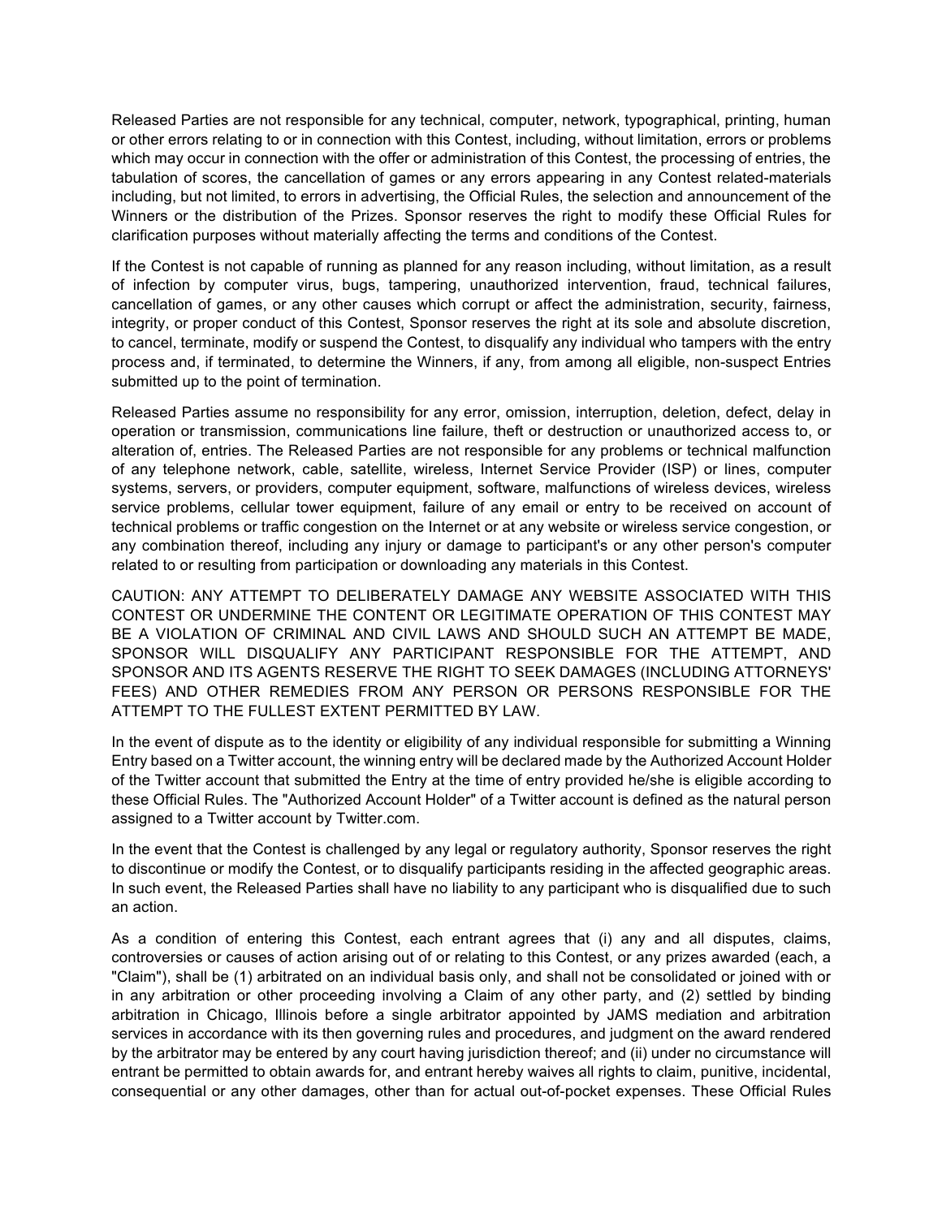Released Parties are not responsible for any technical, computer, network, typographical, printing, human or other errors relating to or in connection with this Contest, including, without limitation, errors or problems which may occur in connection with the offer or administration of this Contest, the processing of entries, the tabulation of scores, the cancellation of games or any errors appearing in any Contest related-materials including, but not limited, to errors in advertising, the Official Rules, the selection and announcement of the Winners or the distribution of the Prizes. Sponsor reserves the right to modify these Official Rules for clarification purposes without materially affecting the terms and conditions of the Contest.

If the Contest is not capable of running as planned for any reason including, without limitation, as a result of infection by computer virus, bugs, tampering, unauthorized intervention, fraud, technical failures, cancellation of games, or any other causes which corrupt or affect the administration, security, fairness, integrity, or proper conduct of this Contest, Sponsor reserves the right at its sole and absolute discretion, to cancel, terminate, modify or suspend the Contest, to disqualify any individual who tampers with the entry process and, if terminated, to determine the Winners, if any, from among all eligible, non-suspect Entries submitted up to the point of termination.

Released Parties assume no responsibility for any error, omission, interruption, deletion, defect, delay in operation or transmission, communications line failure, theft or destruction or unauthorized access to, or alteration of, entries. The Released Parties are not responsible for any problems or technical malfunction of any telephone network, cable, satellite, wireless, Internet Service Provider (ISP) or lines, computer systems, servers, or providers, computer equipment, software, malfunctions of wireless devices, wireless service problems, cellular tower equipment, failure of any email or entry to be received on account of technical problems or traffic congestion on the Internet or at any website or wireless service congestion, or any combination thereof, including any injury or damage to participant's or any other person's computer related to or resulting from participation or downloading any materials in this Contest.

CAUTION: ANY ATTEMPT TO DELIBERATELY DAMAGE ANY WEBSITE ASSOCIATED WITH THIS CONTEST OR UNDERMINE THE CONTENT OR LEGITIMATE OPERATION OF THIS CONTEST MAY BE A VIOLATION OF CRIMINAL AND CIVIL LAWS AND SHOULD SUCH AN ATTEMPT BE MADE, SPONSOR WILL DISQUALIFY ANY PARTICIPANT RESPONSIBLE FOR THE ATTEMPT, AND SPONSOR AND ITS AGENTS RESERVE THE RIGHT TO SEEK DAMAGES (INCLUDING ATTORNEYS' FEES) AND OTHER REMEDIES FROM ANY PERSON OR PERSONS RESPONSIBLE FOR THE ATTEMPT TO THE FULLEST EXTENT PERMITTED BY LAW.

In the event of dispute as to the identity or eligibility of any individual responsible for submitting a Winning Entry based on a Twitter account, the winning entry will be declared made by the Authorized Account Holder of the Twitter account that submitted the Entry at the time of entry provided he/she is eligible according to these Official Rules. The "Authorized Account Holder" of a Twitter account is defined as the natural person assigned to a Twitter account by Twitter.com.

In the event that the Contest is challenged by any legal or regulatory authority, Sponsor reserves the right to discontinue or modify the Contest, or to disqualify participants residing in the affected geographic areas. In such event, the Released Parties shall have no liability to any participant who is disqualified due to such an action.

As a condition of entering this Contest, each entrant agrees that (i) any and all disputes, claims, controversies or causes of action arising out of or relating to this Contest, or any prizes awarded (each, a "Claim"), shall be (1) arbitrated on an individual basis only, and shall not be consolidated or joined with or in any arbitration or other proceeding involving a Claim of any other party, and (2) settled by binding arbitration in Chicago, Illinois before a single arbitrator appointed by JAMS mediation and arbitration services in accordance with its then governing rules and procedures, and judgment on the award rendered by the arbitrator may be entered by any court having jurisdiction thereof; and (ii) under no circumstance will entrant be permitted to obtain awards for, and entrant hereby waives all rights to claim, punitive, incidental, consequential or any other damages, other than for actual out-of-pocket expenses. These Official Rules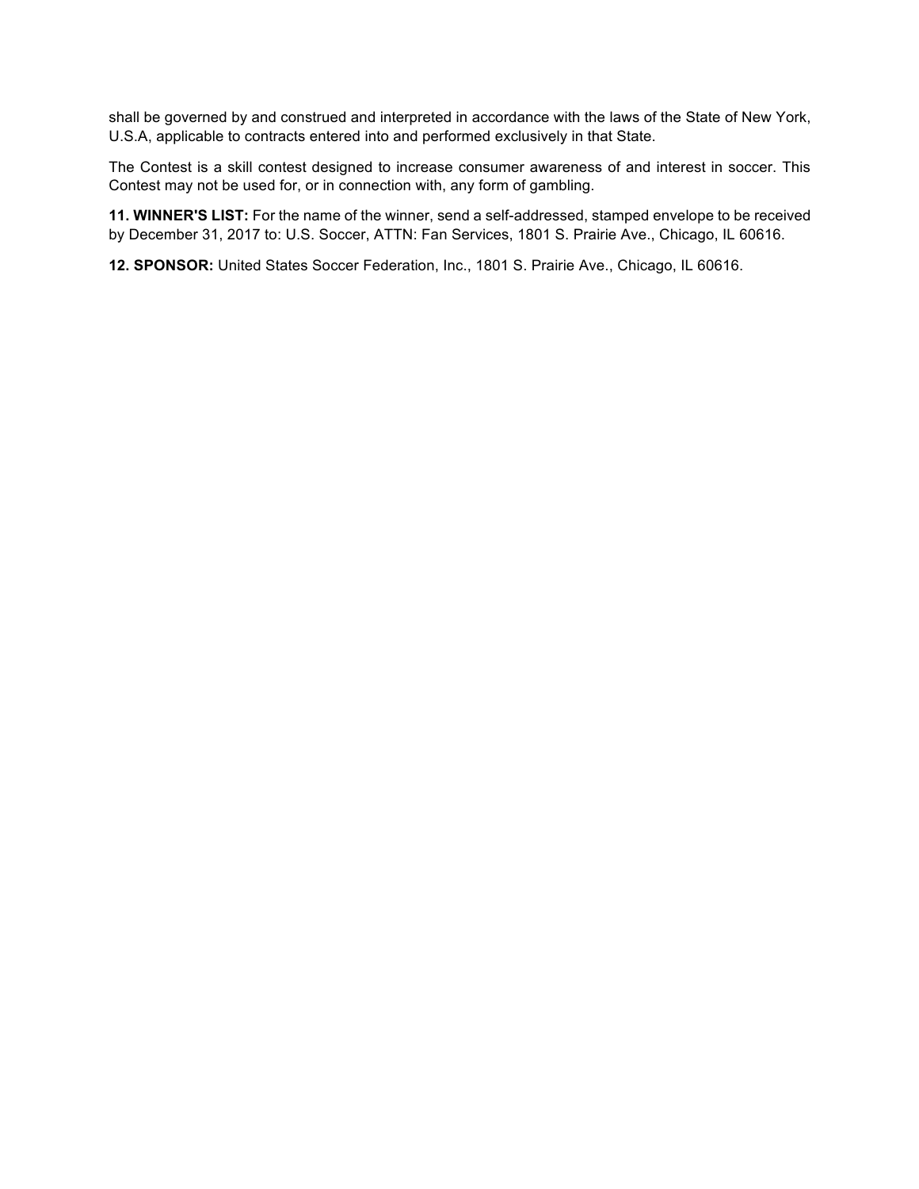shall be governed by and construed and interpreted in accordance with the laws of the State of New York, U.S.A, applicable to contracts entered into and performed exclusively in that State.

The Contest is a skill contest designed to increase consumer awareness of and interest in soccer. This Contest may not be used for, or in connection with, any form of gambling.

**11. WINNER'S LIST:** For the name of the winner, send a self-addressed, stamped envelope to be received by December 31, 2017 to: U.S. Soccer, ATTN: Fan Services, 1801 S. Prairie Ave., Chicago, IL 60616.

**12. SPONSOR:** United States Soccer Federation, Inc., 1801 S. Prairie Ave., Chicago, IL 60616.